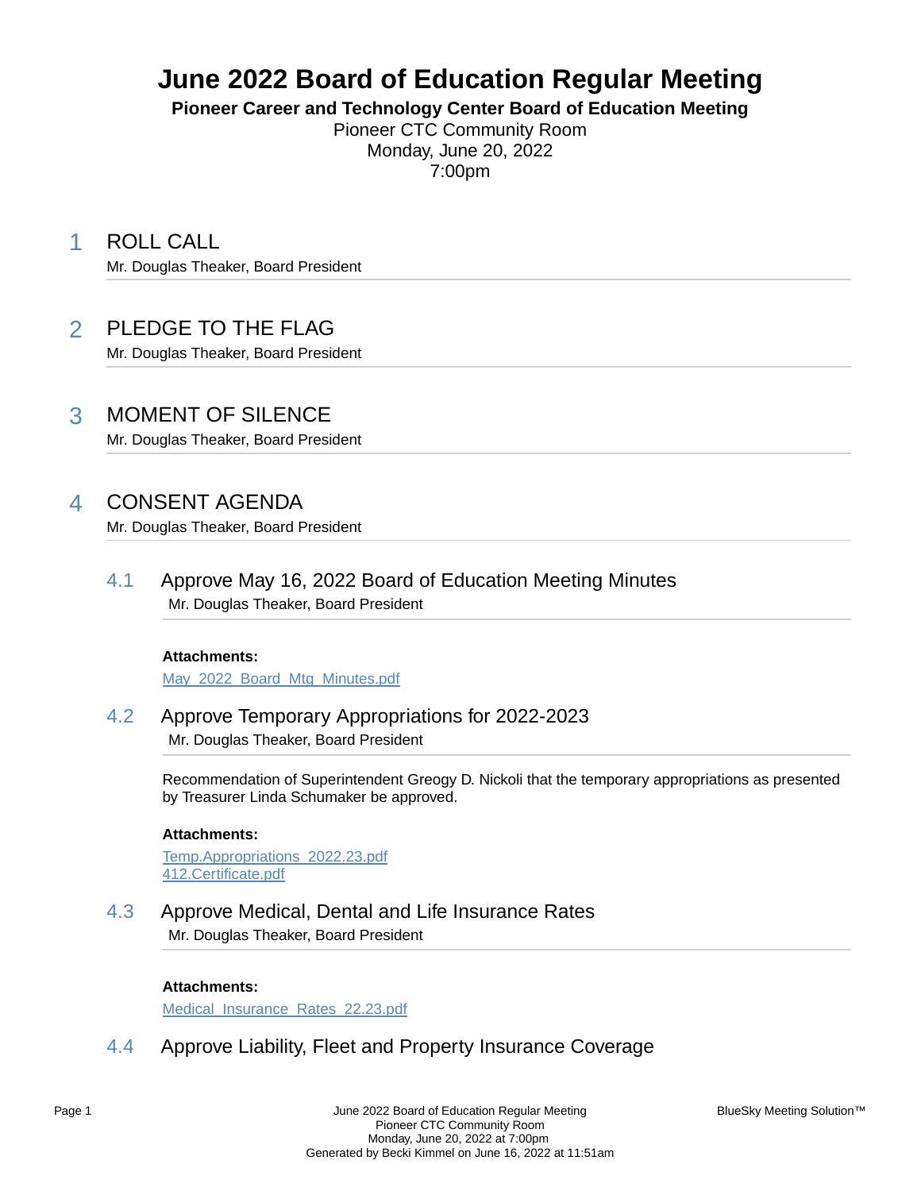# June 2022 Board of Education Regular Meeting

**Pioneer Career and Technology Center Board of Education Meeting**

Pioneer CTC Community Room
Monday, June 20, 2022
7:00pm

## 1 ROLL CALL

Mr. Douglas Theaker, Board President

## 2 PLEDGE TO THE FLAG

Mr. Douglas Theaker, Board President

## 3 MOMENT OF SILENCE

Mr. Douglas Theaker, Board President

## 4 CONSENT AGENDA

Mr. Douglas Theaker, Board President

### 4.1 Approve May 16, 2022 Board of Education Meeting Minutes

Mr. Douglas Theaker, Board President

**Attachments:**

May_2022_Board_Mtg_Minutes.pdf

### 4.2 Approve Temporary Appropriations for 2022-2023

Mr. Douglas Theaker, Board President

Recommendation of Superintendent Greogy D. Nickoli that the temporary appropriations as presented by Treasurer Linda Schumaker be approved.

**Attachments:**

Temp.Appropriations_2022.23.pdf
412.Certificate.pdf

### 4.3 Approve Medical, Dental and Life Insurance Rates

Mr. Douglas Theaker, Board President

**Attachments:**

Medical_Insurance_Rates_22.23.pdf

### 4.4 Approve Liability, Fleet and Property Insurance Coverage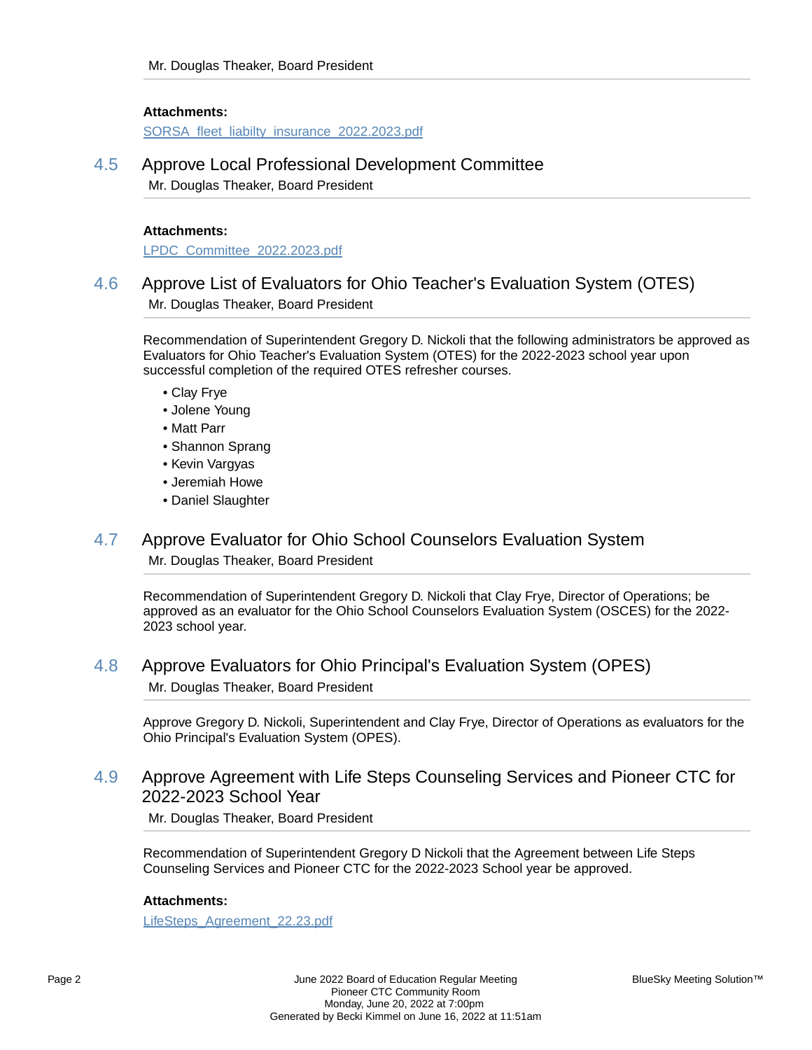Mr. Douglas Theaker, Board President

**Attachments:**

SORSA_fleet_liabilty_insurance_2022.2023.pdf

## 4.5 Approve Local Professional Development Committee

Mr. Douglas Theaker, Board President

**Attachments:**

LPDC_Committee_2022.2023.pdf

## 4.6 Approve List of Evaluators for Ohio Teacher's Evaluation System (OTES)

Mr. Douglas Theaker, Board President

Recommendation of Superintendent Gregory D. Nickoli that the following administrators be approved as Evaluators for Ohio Teacher's Evaluation System (OTES) for the 2022-2023 school year upon successful completion of the required OTES refresher courses.

- Clay Frye
- Jolene Young
- Matt Parr
- Shannon Sprang
- Kevin Vargyas
- Jeremiah Howe
- Daniel Slaughter

## 4.7 Approve Evaluator for Ohio School Counselors Evaluation System

Mr. Douglas Theaker, Board President

Recommendation of Superintendent Gregory D. Nickoli that Clay Frye, Director of Operations; be approved as an evaluator for the Ohio School Counselors Evaluation System (OSCES) for the 2022-2023 school year.

## 4.8 Approve Evaluators for Ohio Principal's Evaluation System (OPES)

Mr. Douglas Theaker, Board President

Approve Gregory D. Nickoli, Superintendent and Clay Frye, Director of Operations as evaluators for the Ohio Principal's Evaluation System (OPES).

## 4.9 Approve Agreement with Life Steps Counseling Services and Pioneer CTC for 2022-2023 School Year

Mr. Douglas Theaker, Board President

Recommendation of Superintendent Gregory D Nickoli that the Agreement between Life Steps Counseling Services and Pioneer CTC for the 2022-2023 School year be approved.

**Attachments:**

LifeSteps_Agreement_22.23.pdf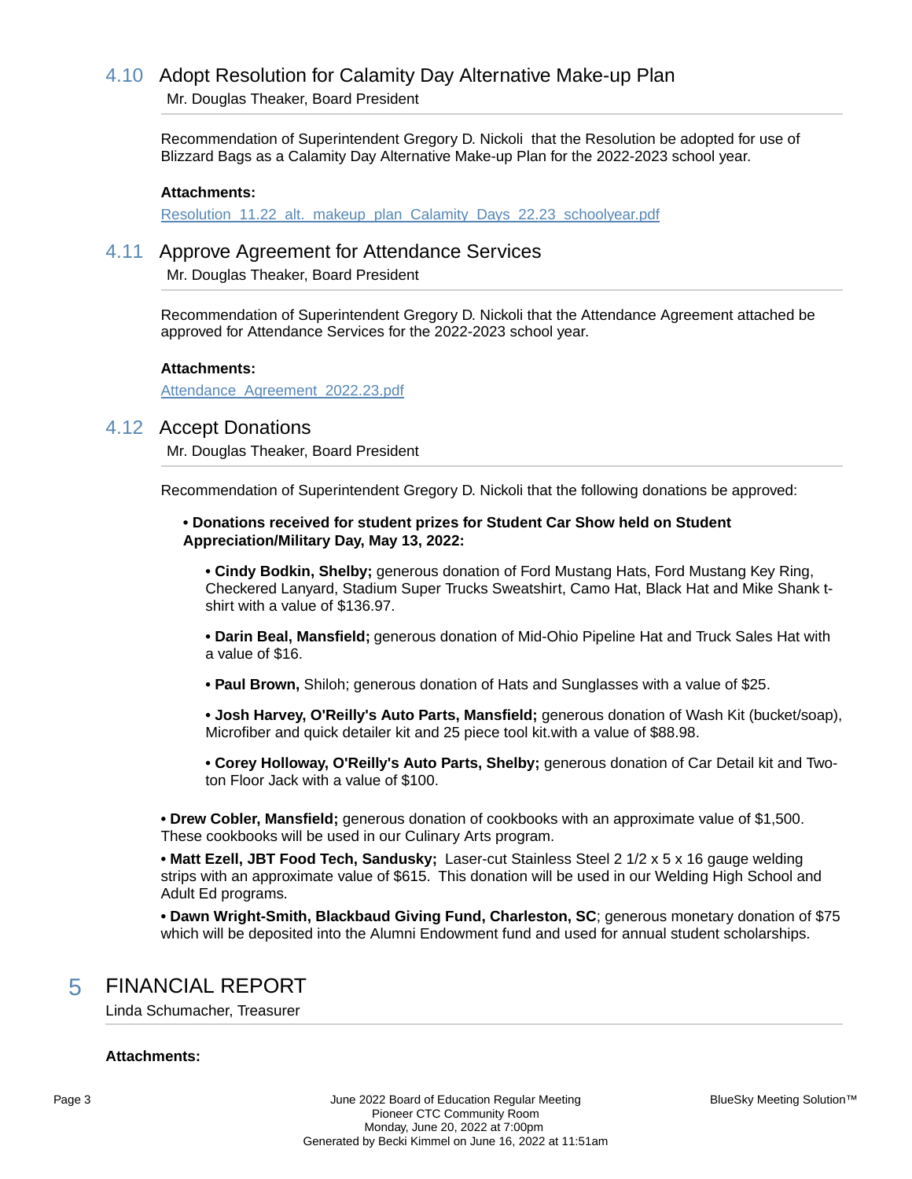## 4.10 Adopt Resolution for Calamity Day Alternative Make-up Plan

Mr. Douglas Theaker, Board President

Recommendation of Superintendent Gregory D. Nickoli that the Resolution be adopted for use of Blizzard Bags as a Calamity Day Alternative Make-up Plan for the 2022-2023 school year.

**Attachments:**

Resolution_11.22_alt._makeup_plan_Calamity_Days_22.23_schoolyear.pdf

## 4.11 Approve Agreement for Attendance Services

Mr. Douglas Theaker, Board President

Recommendation of Superintendent Gregory D. Nickoli that the Attendance Agreement attached be approved for Attendance Services for the 2022-2023 school year.

**Attachments:**

Attendance_Agreement_2022.23.pdf

## 4.12 Accept Donations

Mr. Douglas Theaker, Board President

Recommendation of Superintendent Gregory D. Nickoli that the following donations be approved:

- **Donations received for student prizes for Student Car Show held on Student Appreciation/Military Day, May 13, 2022:**
  - **Cindy Bodkin, Shelby;** generous donation of Ford Mustang Hats, Ford Mustang Key Ring, Checkered Lanyard, Stadium Super Trucks Sweatshirt, Camo Hat, Black Hat and Mike Shank t-shirt with a value of $136.97.
  - **Darin Beal, Mansfield;** generous donation of Mid-Ohio Pipeline Hat and Truck Sales Hat with a value of $16.
  - **Paul Brown,** Shiloh; generous donation of Hats and Sunglasses with a value of $25.
  - **Josh Harvey, O'Reilly's Auto Parts, Mansfield;** generous donation of Wash Kit (bucket/soap), Microfiber and quick detailer kit and 25 piece tool kit.with a value of $88.98.
  - **Corey Holloway, O'Reilly's Auto Parts, Shelby;** generous donation of Car Detail kit and Two-ton Floor Jack with a value of $100.

- **Drew Cobler, Mansfield;** generous donation of cookbooks with an approximate value of $1,500. These cookbooks will be used in our Culinary Arts program.
- **Matt Ezell, JBT Food Tech, Sandusky;** Laser-cut Stainless Steel 2 1/2 x 5 x 16 gauge welding strips with an approximate value of $615. This donation will be used in our Welding High School and Adult Ed programs.
- **Dawn Wright-Smith, Blackbaud Giving Fund, Charleston, SC**; generous monetary donation of $75 which will be deposited into the Alumni Endowment fund and used for annual student scholarships.

# 5 FINANCIAL REPORT

Linda Schumacher, Treasurer

**Attachments:**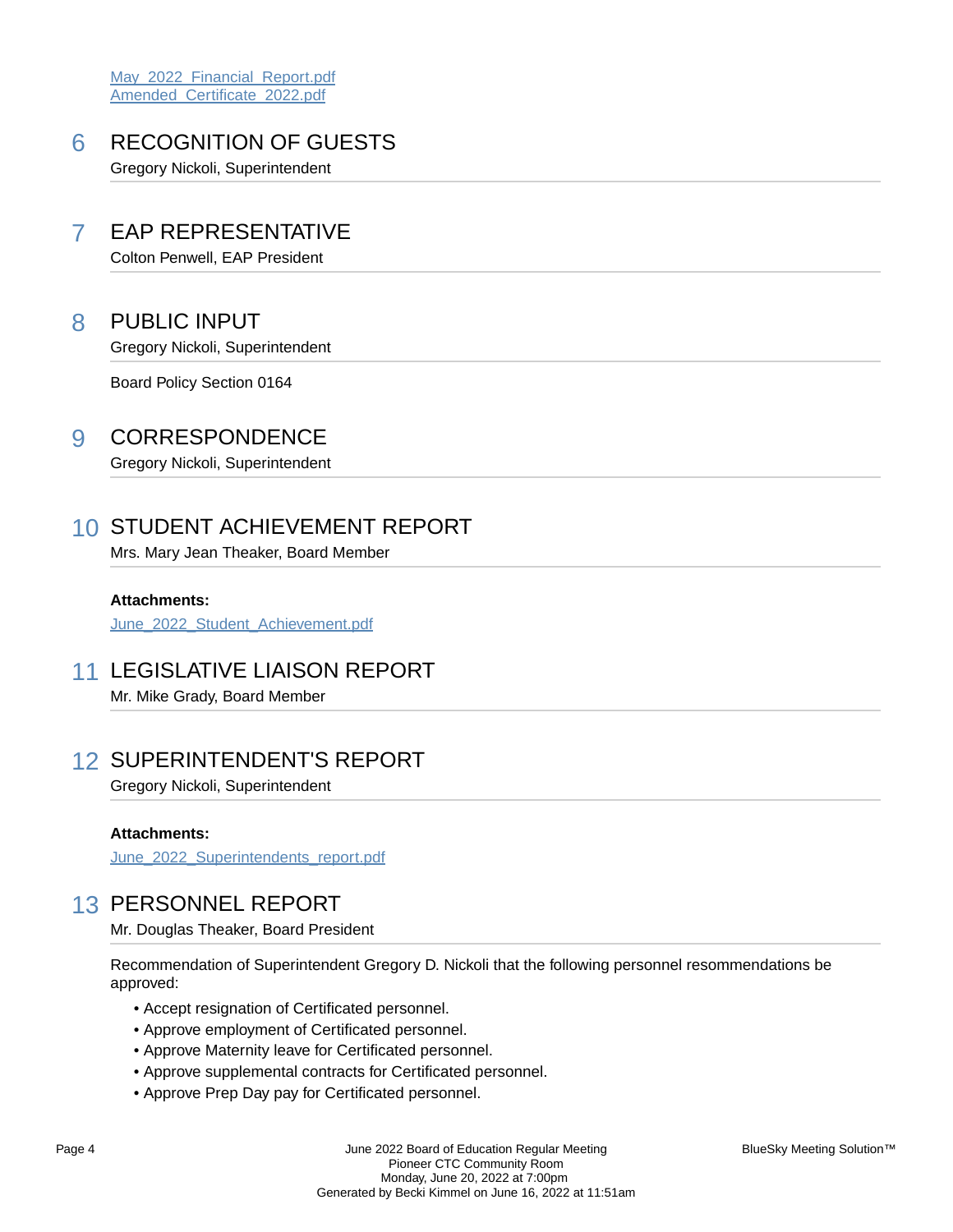May_2022_Financial_Report.pdf
Amended_Certificate_2022.pdf

## 6 RECOGNITION OF GUESTS

Gregory Nickoli, Superintendent

## 7 EAP REPRESENTATIVE

Colton Penwell, EAP President

## 8 PUBLIC INPUT

Gregory Nickoli, Superintendent

Board Policy Section 0164

## 9 CORRESPONDENCE

Gregory Nickoli, Superintendent

## 10 STUDENT ACHIEVEMENT REPORT

Mrs. Mary Jean Theaker, Board Member

**Attachments:**

June_2022_Student_Achievement.pdf

## 11 LEGISLATIVE LIAISON REPORT

Mr. Mike Grady, Board Member

## 12 SUPERINTENDENT'S REPORT

Gregory Nickoli, Superintendent

**Attachments:**

June_2022_Superintendents_report.pdf

## 13 PERSONNEL REPORT

Mr. Douglas Theaker, Board President

Recommendation of Superintendent Gregory D. Nickoli that the following personnel resommendations be approved:

- Accept resignation of Certificated personnel.
- Approve employment of Certificated personnel.
- Approve Maternity leave for Certificated personnel.
- Approve supplemental contracts for Certificated personnel.
- Approve Prep Day pay for Certificated personnel.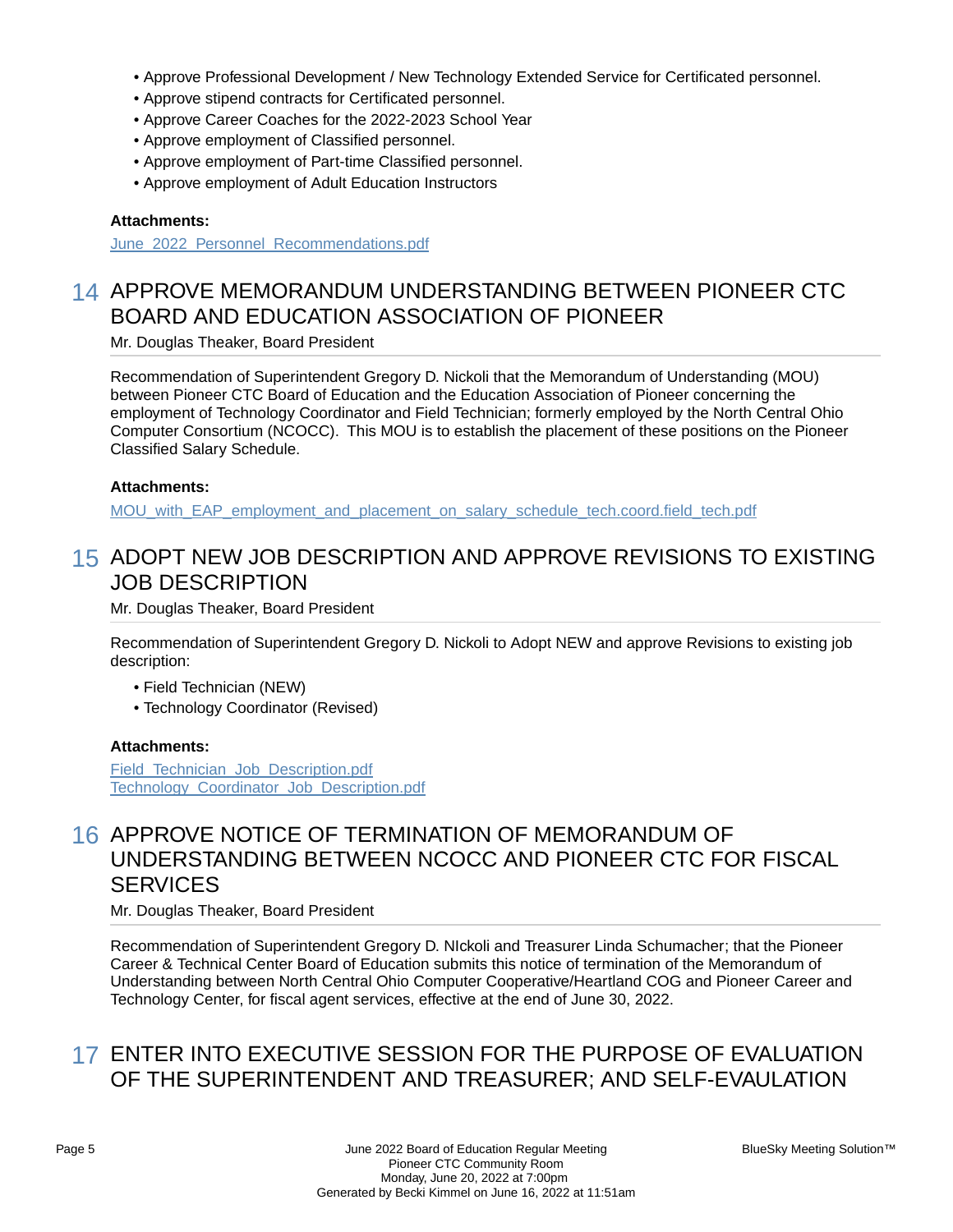- Approve Professional Development / New Technology Extended Service for Certificated personnel.
- Approve stipend contracts for Certificated personnel.
- Approve Career Coaches for the 2022-2023 School Year
- Approve employment of Classified personnel.
- Approve employment of Part-time Classified personnel.
- Approve employment of Adult Education Instructors

**Attachments:**

June_2022_Personnel_Recommendations.pdf

## 14 APPROVE MEMORANDUM UNDERSTANDING BETWEEN PIONEER CTC BOARD AND EDUCATION ASSOCIATION OF PIONEER

Mr. Douglas Theaker, Board President

Recommendation of Superintendent Gregory D. Nickoli that the Memorandum of Understanding (MOU) between Pioneer CTC Board of Education and the Education Association of Pioneer concerning the employment of Technology Coordinator and Field Technician; formerly employed by the North Central Ohio Computer Consortium (NCOCC). This MOU is to establish the placement of these positions on the Pioneer Classified Salary Schedule.

**Attachments:**

MOU_with_EAP_employment_and_placement_on_salary_schedule_tech.coord.field_tech.pdf

## 15 ADOPT NEW JOB DESCRIPTION AND APPROVE REVISIONS TO EXISTING JOB DESCRIPTION

Mr. Douglas Theaker, Board President

Recommendation of Superintendent Gregory D. Nickoli to Adopt NEW and approve Revisions to existing job description:

- Field Technician (NEW)
- Technology Coordinator (Revised)

**Attachments:**

Field_Technician_Job_Description.pdf
Technology_Coordinator_Job_Description.pdf

## 16 APPROVE NOTICE OF TERMINATION OF MEMORANDUM OF UNDERSTANDING BETWEEN NCOCC AND PIONEER CTC FOR FISCAL SERVICES

Mr. Douglas Theaker, Board President

Recommendation of Superintendent Gregory D. NIckoli and Treasurer Linda Schumacher; that the Pioneer Career & Technical Center Board of Education submits this notice of termination of the Memorandum of Understanding between North Central Ohio Computer Cooperative/Heartland COG and Pioneer Career and Technology Center, for fiscal agent services, effective at the end of June 30, 2022.

## 17 ENTER INTO EXECUTIVE SESSION FOR THE PURPOSE OF EVALUATION OF THE SUPERINTENDENT AND TREASURER; AND SELF-EVAULATION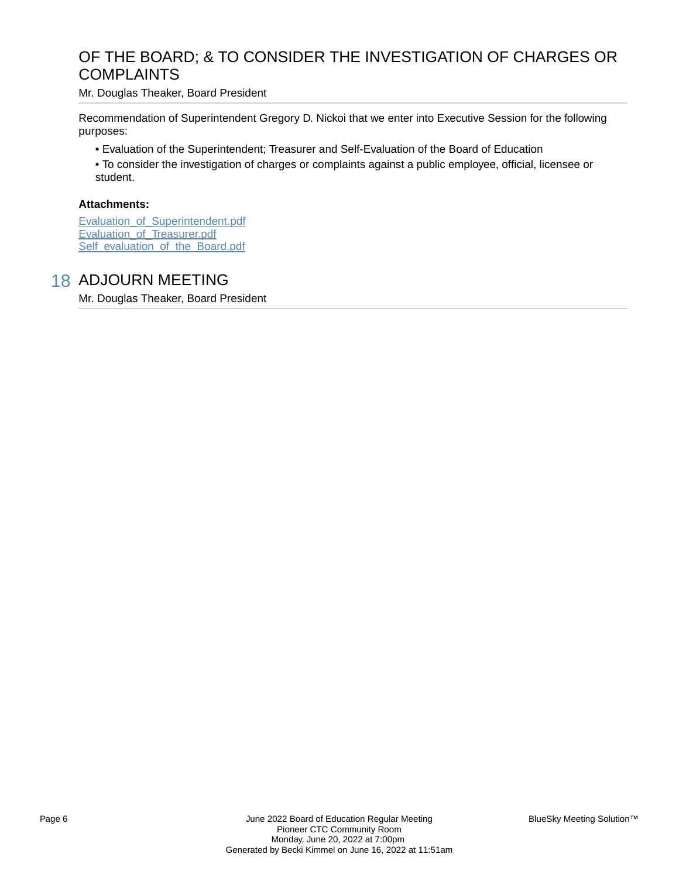## OF THE BOARD; & TO CONSIDER THE INVESTIGATION OF CHARGES OR COMPLAINTS

Mr. Douglas Theaker, Board President

Recommendation of Superintendent Gregory D. Nickoi that we enter into Executive Session for the following purposes:

- Evaluation of the Superintendent; Treasurer and Self-Evaluation of the Board of Education
- To consider the investigation of charges or complaints against a public employee, official, licensee or student.

**Attachments:**

Evaluation_of_Superintendent.pdf
Evaluation_of_Treasurer.pdf
Self_evaluation_of_the_Board.pdf

## 18 ADJOURN MEETING

Mr. Douglas Theaker, Board President